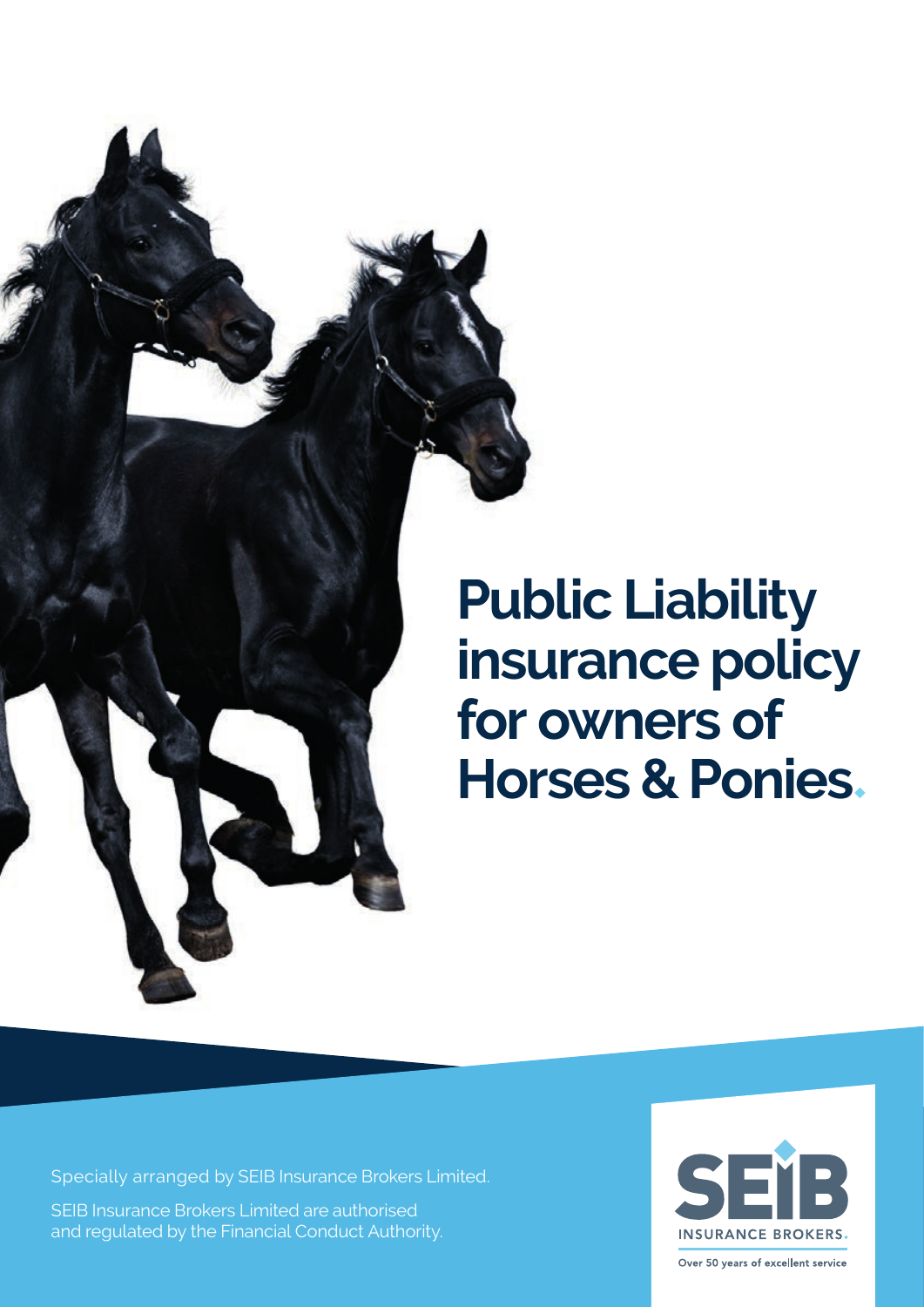# Public Liability insurance policy for owners of Horses & Ponies.

Specially arranged by SEIB Insurance Brokers Limited.

SEIB Insurance Brokers Limited are authorised and regulated by the Financial Conduct Authority.

SEIB INSURANCE BROKERS.

Over 50 years of excellent service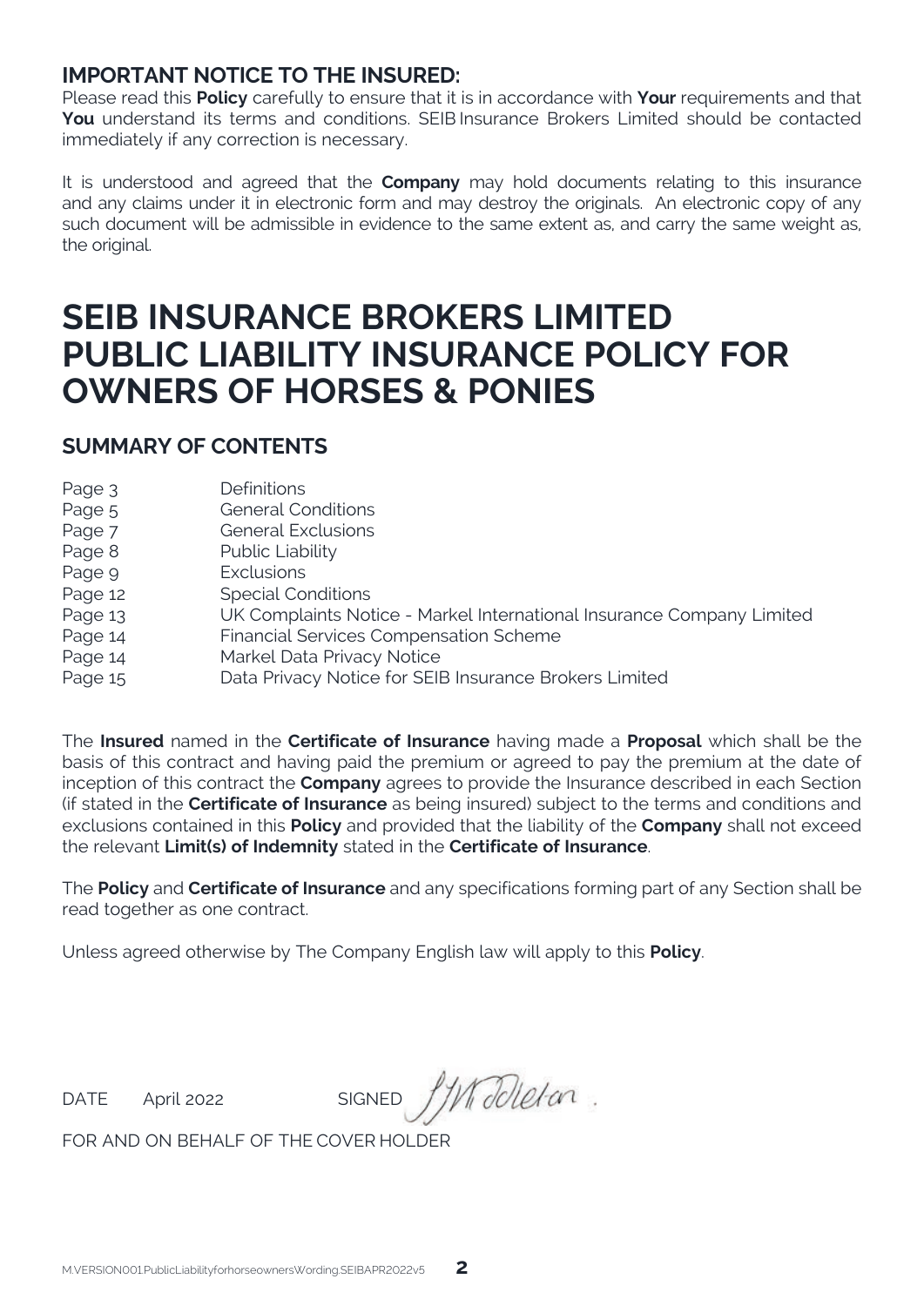## IMPORTANT NOTICE TO THE INSURED:

Please read this **Policy** carefully to ensure that it is in accordance with **Your** requirements and that **You** understand its terms and conditions. SEIB Insurance Brokers Limited should be contacted immediately if any correction is necessary.

It is understood and agreed that the **Company** may hold documents relating to this insurance and any claims under it in electronic form and may destroy the originals. An electronic copy of any such document will be admissible in evidence to the same extent as, and carry the same weight as, the original.

# SEIB INSURANCE BROKERS LIMITED PUBLIC LIABILITY INSURANCE POLICY FOR OWNERS OF HORSES & PONIES

## SUMMARY OF CONTENTS

| | |
|---|---|
| Page 3 | Definitions |
| Page 5 | General Conditions |
| Page 7 | General Exclusions |
| Page 8 | Public Liability |
| Page 9 | Exclusions |
| Page 12 | Special Conditions |
| Page 13 | UK Complaints Notice - Markel International Insurance Company Limited |
| Page 14 | Financial Services Compensation Scheme |
| Page 14 | Markel Data Privacy Notice |
| Page 15 | Data Privacy Notice for SEIB Insurance Brokers Limited |

The **Insured** named in the **Certificate of Insurance** having made a **Proposal** which shall be the basis of this contract and having paid the premium or agreed to pay the premium at the date of inception of this contract the **Company** agrees to provide the Insurance described in each Section (if stated in the **Certificate of Insurance** as being insured) subject to the terms and conditions and exclusions contained in this **Policy** and provided that the liability of the **Company** shall not exceed the relevant **Limit(s) of Indemnity** stated in the **Certificate of Insurance**.

The **Policy** and **Certificate of Insurance** and any specifications forming part of any Section shall be read together as one contract.

Unless agreed otherwise by The Company English law will apply to this **Policy**.

DATE April 2022 SIGNED

FOR AND ON BEHALF OF THE COVER HOLDER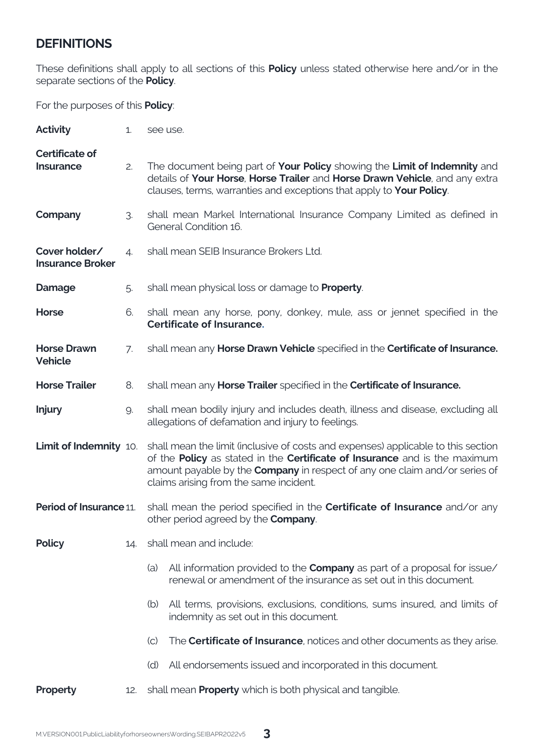## DEFINITIONS

These definitions shall apply to all sections of this **Policy** unless stated otherwise here and/or in the separate sections of the **Policy**.

For the purposes of this **Policy**:

**Activity** 1. see use.

**Certificate of Insurance** 2. The document being part of **Your Policy** showing the **Limit of Indemnity** and details of **Your Horse**, **Horse Trailer** and **Horse Drawn Vehicle**, and any extra clauses, terms, warranties and exceptions that apply to **Your Policy**.

**Company** 3. shall mean Markel International Insurance Company Limited as defined in General Condition 16.

**Cover holder/ Insurance Broker** 4. shall mean SEIB Insurance Brokers Ltd.

**Damage** 5. shall mean physical loss or damage to **Property**.

**Horse** 6. shall mean any horse, pony, donkey, mule, ass or jennet specified in the **Certificate of Insurance.**

**Horse Drawn Vehicle** 7. shall mean any **Horse Drawn Vehicle** specified in the **Certificate of Insurance.**

**Horse Trailer** 8. shall mean any **Horse Trailer** specified in the **Certificate of Insurance.**

**Injury** 9. shall mean bodily injury and includes death, illness and disease, excluding all allegations of defamation and injury to feelings.

**Limit of Indemnity** 10. shall mean the limit (inclusive of costs and expenses) applicable to this section of the **Policy** as stated in the **Certificate of Insurance** and is the maximum amount payable by the **Company** in respect of any one claim and/or series of claims arising from the same incident.

**Period of Insurance** 11. shall mean the period specified in the **Certificate of Insurance** and/or any other period agreed by the **Company**.

**Policy** 14. shall mean and include:

(a) All information provided to the **Company** as part of a proposal for issue/renewal or amendment of the insurance as set out in this document.

(b) All terms, provisions, exclusions, conditions, sums insured, and limits of indemnity as set out in this document.

(c) The **Certificate of Insurance**, notices and other documents as they arise.

(d) All endorsements issued and incorporated in this document.

**Property** 12. shall mean **Property** which is both physical and tangible.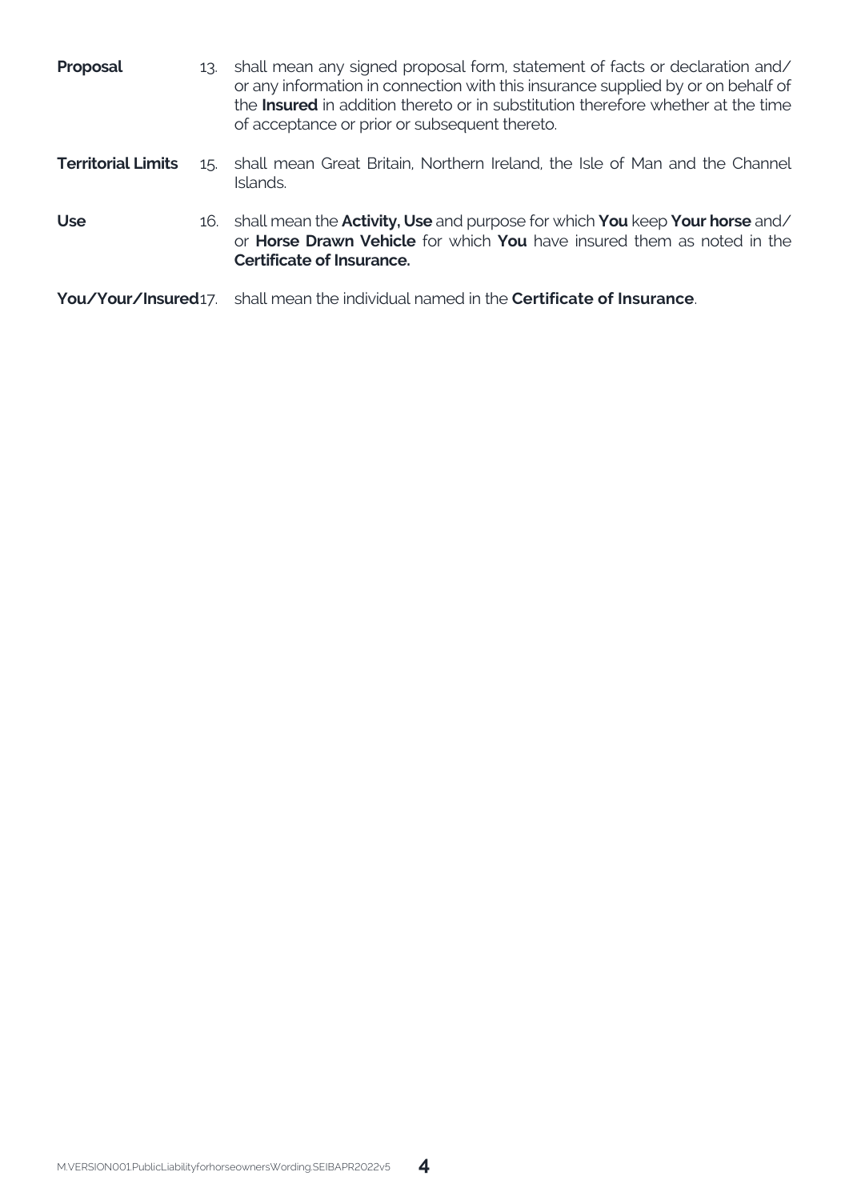**Proposal** 13. shall mean any signed proposal form, statement of facts or declaration and/ or any information in connection with this insurance supplied by or on behalf of the **Insured** in addition thereto or in substitution therefore whether at the time of acceptance or prior or subsequent thereto.

**Territorial Limits** 15. shall mean Great Britain, Northern Ireland, the Isle of Man and the Channel Islands.

**Use** 16. shall mean the **Activity, Use** and purpose for which **You** keep **Your horse** and/ or **Horse Drawn Vehicle** for which **You** have insured them as noted in the **Certificate of Insurance.**

**You/Your/Insured** 17. shall mean the individual named in the **Certificate of Insurance**.

M.VERSION001.PublicLiabilityforhorseownersWording.SEIBAPR2022v5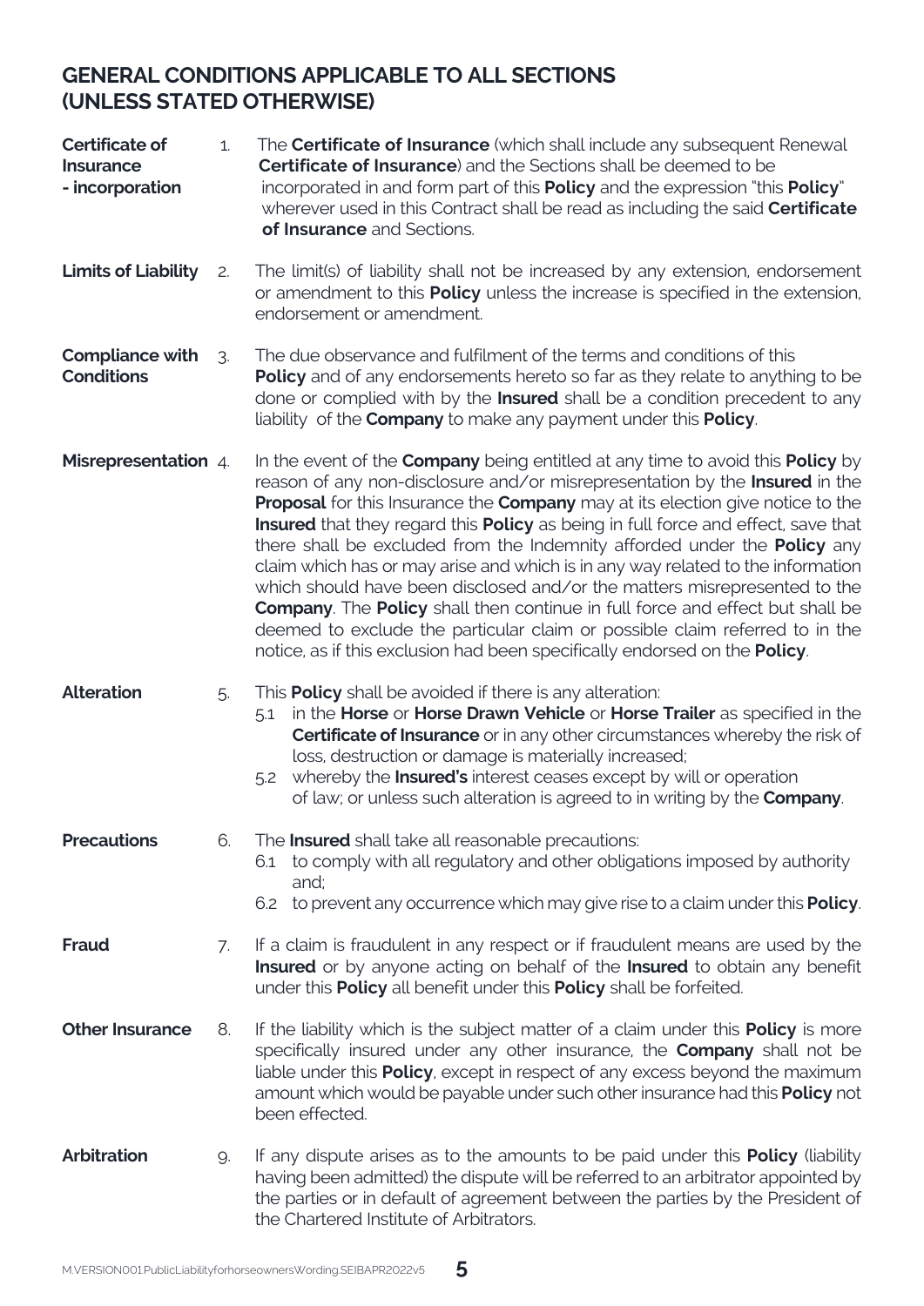## GENERAL CONDITIONS APPLICABLE TO ALL SECTIONS (UNLESS STATED OTHERWISE)

**Certificate of Insurance - incorporation**

1. The **Certificate of Insurance** (which shall include any subsequent Renewal **Certificate of Insurance**) and the Sections shall be deemed to be incorporated in and form part of this **Policy** and the expression "this **Policy**" wherever used in this Contract shall be read as including the said **Certificate of Insurance** and Sections.

**Limits of Liability**

2. The limit(s) of liability shall not be increased by any extension, endorsement or amendment to this **Policy** unless the increase is specified in the extension, endorsement or amendment.

**Compliance with Conditions**

3. The due observance and fulfilment of the terms and conditions of this **Policy** and of any endorsements hereto so far as they relate to anything to be done or complied with by the **Insured** shall be a condition precedent to any liability of the **Company** to make any payment under this **Policy**.

**Misrepresentation**

4. In the event of the **Company** being entitled at any time to avoid this **Policy** by reason of any non-disclosure and/or misrepresentation by the **Insured** in the **Proposal** for this Insurance the **Company** may at its election give notice to the **Insured** that they regard this **Policy** as being in full force and effect, save that there shall be excluded from the Indemnity afforded under the **Policy** any claim which has or may arise and which is in any way related to the information which should have been disclosed and/or the matters misrepresented to the **Company**. The **Policy** shall then continue in full force and effect but shall be deemed to exclude the particular claim or possible claim referred to in the notice, as if this exclusion had been specifically endorsed on the **Policy**.

**Alteration**

5. This **Policy** shall be avoided if there is any alteration:
   - 5.1 in the **Horse** or **Horse Drawn Vehicle** or **Horse Trailer** as specified in the **Certificate of Insurance** or in any other circumstances whereby the risk of loss, destruction or damage is materially increased;
   - 5.2 whereby the **Insured's** interest ceases except by will or operation of law; or unless such alteration is agreed to in writing by the **Company**.

**Precautions**

6. The **Insured** shall take all reasonable precautions:
   - 6.1 to comply with all regulatory and other obligations imposed by authority and;
   - 6.2 to prevent any occurrence which may give rise to a claim under this **Policy**.

**Fraud**

7. If a claim is fraudulent in any respect or if fraudulent means are used by the **Insured** or by anyone acting on behalf of the **Insured** to obtain any benefit under this **Policy** all benefit under this **Policy** shall be forfeited.

**Other Insurance**

8. If the liability which is the subject matter of a claim under this **Policy** is more specifically insured under any other insurance, the **Company** shall not be liable under this **Policy**, except in respect of any excess beyond the maximum amount which would be payable under such other insurance had this **Policy** not been effected.

**Arbitration**

9. If any dispute arises as to the amounts to be paid under this **Policy** (liability having been admitted) the dispute will be referred to an arbitrator appointed by the parties or in default of agreement between the parties by the President of the Chartered Institute of Arbitrators.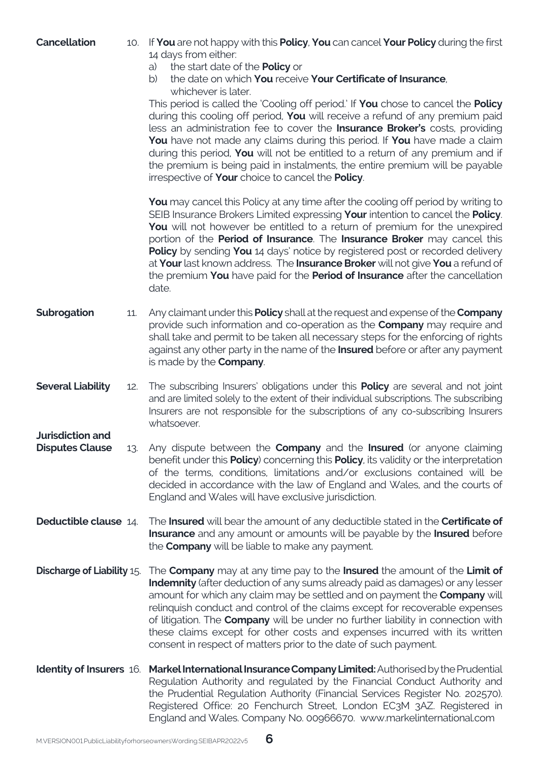**Cancellation**

10. If **You** are not happy with this **Policy**, **You** can cancel **Your Policy** during the first 14 days from either:
    a) the start date of the **Policy** or
    b) the date on which **You** receive **Your Certificate of Insurance**,
    whichever is later.

    This period is called the 'Cooling off period.' If **You** chose to cancel the **Policy** during this cooling off period, **You** will receive a refund of any premium paid less an administration fee to cover the **Insurance Broker's** costs, providing **You** have not made any claims during this period. If **You** have made a claim during this period, **You** will not be entitled to a return of any premium and if the premium is being paid in instalments, the entire premium will be payable irrespective of **Your** choice to cancel the **Policy**.

    **You** may cancel this Policy at any time after the cooling off period by writing to SEIB Insurance Brokers Limited expressing **Your** intention to cancel the **Policy**. **You** will not however be entitled to a return of premium for the unexpired portion of the **Period of Insurance**. The **Insurance Broker** may cancel this **Policy** by sending **You** 14 days' notice by registered post or recorded delivery at **Your** last known address. The **Insurance Broker** will not give **You** a refund of the premium **You** have paid for the **Period of Insurance** after the cancellation date.

**Subrogation**

11. Any claimant under this **Policy** shall at the request and expense of the **Company** provide such information and co-operation as the **Company** may require and shall take and permit to be taken all necessary steps for the enforcing of rights against any other party in the name of the **Insured** before or after any payment is made by the **Company**.

**Several Liability**

12. The subscribing Insurers' obligations under this **Policy** are several and not joint and are limited solely to the extent of their individual subscriptions. The subscribing Insurers are not responsible for the subscriptions of any co-subscribing Insurers whatsoever.

**Jurisdiction and Disputes Clause**

13. Any dispute between the **Company** and the **Insured** (or anyone claiming benefit under this **Policy**) concerning this **Policy**, its validity or the interpretation of the terms, conditions, limitations and/or exclusions contained will be decided in accordance with the law of England and Wales, and the courts of England and Wales will have exclusive jurisdiction.

**Deductible clause**

14. The **Insured** will bear the amount of any deductible stated in the **Certificate of Insurance** and any amount or amounts will be payable by the **Insured** before the **Company** will be liable to make any payment.

**Discharge of Liability**

15. The **Company** may at any time pay to the **Insured** the amount of the **Limit of Indemnity** (after deduction of any sums already paid as damages) or any lesser amount for which any claim may be settled and on payment the **Company** will relinquish conduct and control of the claims except for recoverable expenses of litigation. The **Company** will be under no further liability in connection with these claims except for other costs and expenses incurred with its written consent in respect of matters prior to the date of such payment.

**Identity of Insurers**

16. **Markel International Insurance Company Limited:** Authorised by the Prudential Regulation Authority and regulated by the Financial Conduct Authority and the Prudential Regulation Authority (Financial Services Register No. 202570). Registered Office: 20 Fenchurch Street, London EC3M 3AZ. Registered in England and Wales. Company No. 00966670. www.markelinternational.com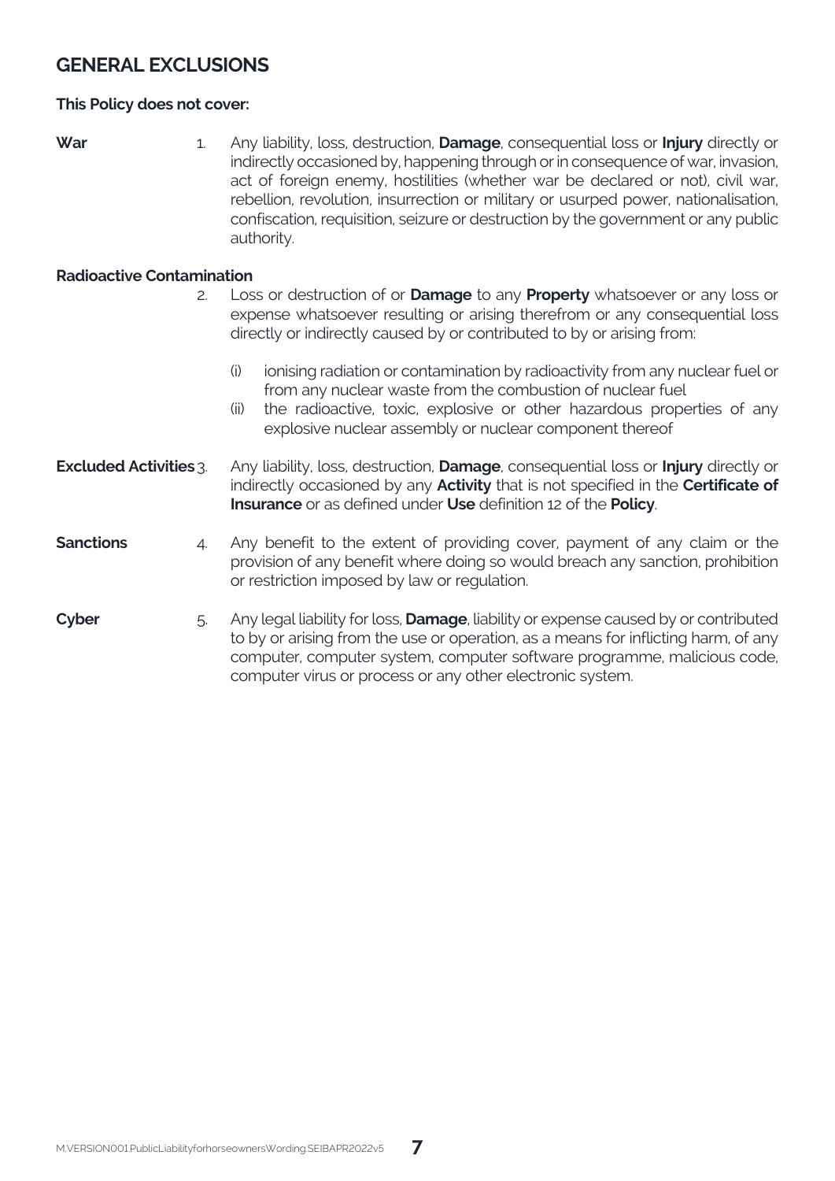## GENERAL EXCLUSIONS

**This Policy does not cover:**

**War**

1. Any liability, loss, destruction, **Damage**, consequential loss or **Injury** directly or indirectly occasioned by, happening through or in consequence of war, invasion, act of foreign enemy, hostilities (whether war be declared or not), civil war, rebellion, revolution, insurrection or military or usurped power, nationalisation, confiscation, requisition, seizure or destruction by the government or any public authority.

**Radioactive Contamination**

2. Loss or destruction of or **Damage** to any **Property** whatsoever or any loss or expense whatsoever resulting or arising therefrom or any consequential loss directly or indirectly caused by or contributed to by or arising from:

   (i) ionising radiation or contamination by radioactivity from any nuclear fuel or from any nuclear waste from the combustion of nuclear fuel
   
   (ii) the radioactive, toxic, explosive or other hazardous properties of any explosive nuclear assembly or nuclear component thereof

**Excluded Activities**

3. Any liability, loss, destruction, **Damage**, consequential loss or **Injury** directly or indirectly occasioned by any **Activity** that is not specified in the **Certificate of Insurance** or as defined under **Use** definition 12 of the **Policy**.

**Sanctions**

4. Any benefit to the extent of providing cover, payment of any claim or the provision of any benefit where doing so would breach any sanction, prohibition or restriction imposed by law or regulation.

**Cyber**

5. Any legal liability for loss, **Damage**, liability or expense caused by or contributed to by or arising from the use or operation, as a means for inflicting harm, of any computer, computer system, computer software programme, malicious code, computer virus or process or any other electronic system.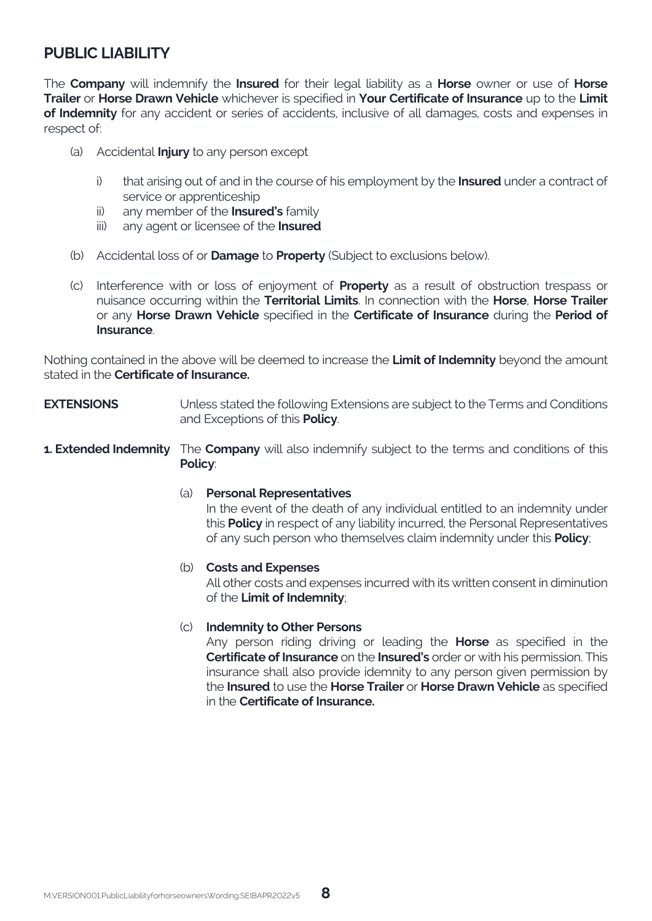## PUBLIC LIABILITY

The **Company** will indemnify the **Insured** for their legal liability as a **Horse** owner or use of **Horse Trailer** or **Horse Drawn Vehicle** whichever is specified in **Your Certificate of Insurance** up to the **Limit of Indemnity** for any accident or series of accidents, inclusive of all damages, costs and expenses in respect of:

(a) Accidental **Injury** to any person except

  i) that arising out of and in the course of his employment by the **Insured** under a contract of service or apprenticeship
  ii) any member of the **Insured's** family
  iii) any agent or licensee of the **Insured**

(b) Accidental loss of or **Damage** to **Property** (Subject to exclusions below).

(c) Interference with or loss of enjoyment of **Property** as a result of obstruction trespass or nuisance occurring within the **Territorial Limits**. In connection with the **Horse**, **Horse Trailer** or any **Horse Drawn Vehicle** specified in the **Certificate of Insurance** during the **Period of Insurance**.

Nothing contained in the above will be deemed to increase the **Limit of Indemnity** beyond the amount stated in the **Certificate of Insurance.**

**EXTENSIONS** Unless stated the following Extensions are subject to the Terms and Conditions and Exceptions of this **Policy**.

**1. Extended Indemnity** The **Company** will also indemnify subject to the terms and conditions of this **Policy**:

(a) **Personal Representatives**
In the event of the death of any individual entitled to an indemnity under this **Policy** in respect of any liability incurred, the Personal Representatives of any such person who themselves claim indemnity under this **Policy**;

(b) **Costs and Expenses**
All other costs and expenses incurred with its written consent in diminution of the **Limit of Indemnity**;

(c) **Indemnity to Other Persons**
Any person riding driving or leading the **Horse** as specified in the **Certificate of Insurance** on the **Insured's** order or with his permission. This insurance shall also provide idemnity to any person given permission by the **Insured** to use the **Horse Trailer** or **Horse Drawn Vehicle** as specified in the **Certificate of Insurance.**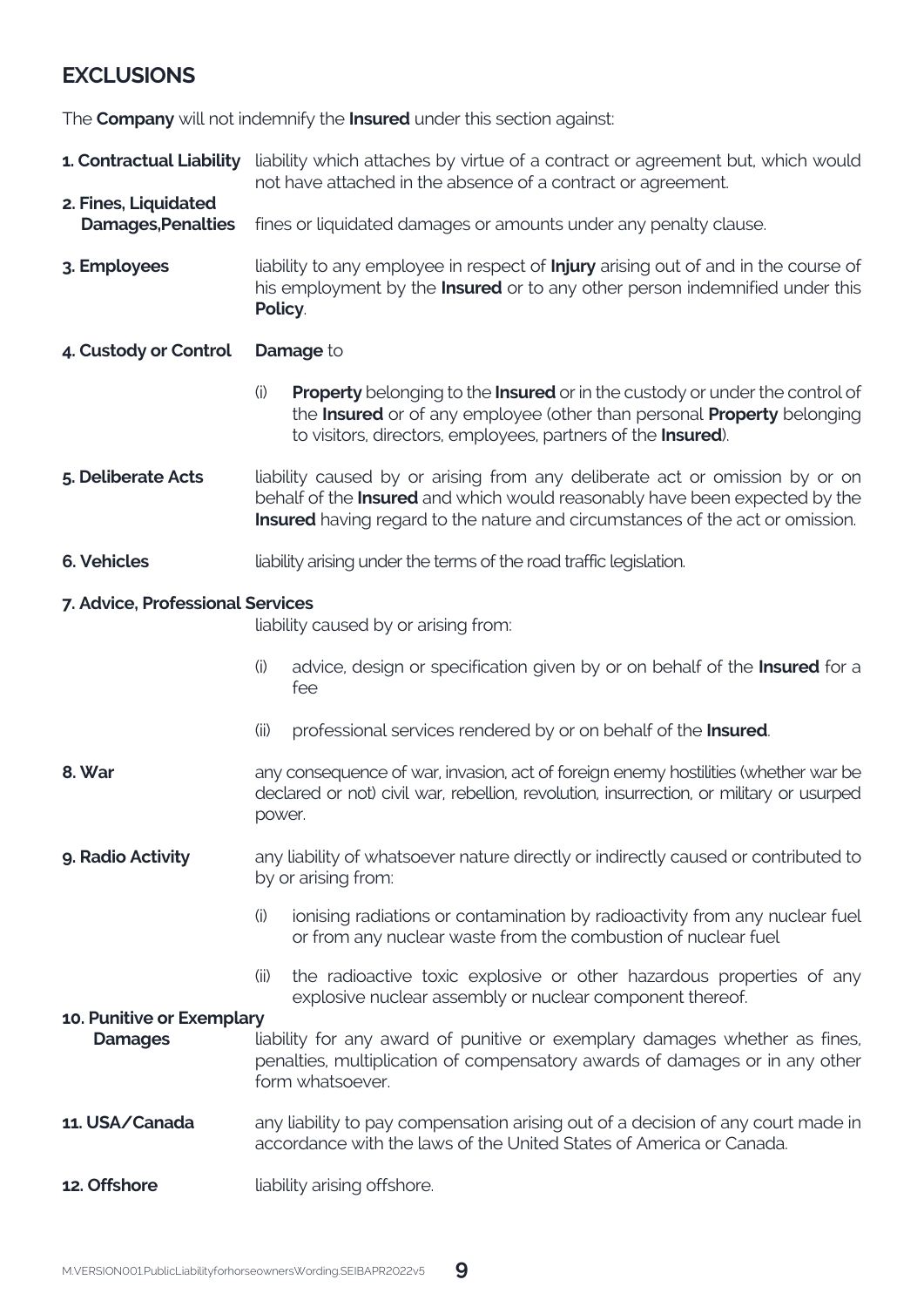## EXCLUSIONS

The **Company** will not indemnify the **Insured** under this section against:

**1. Contractual Liability** liability which attaches by virtue of a contract or agreement but, which would not have attached in the absence of a contract or agreement.

**2. Fines, Liquidated Damages,Penalties** fines or liquidated damages or amounts under any penalty clause.

**3. Employees** liability to any employee in respect of **Injury** arising out of and in the course of his employment by the **Insured** or to any other person indemnified under this **Policy**.

**4. Custody or Control** **Damage** to

(i) **Property** belonging to the **Insured** or in the custody or under the control of the **Insured** or of any employee (other than personal **Property** belonging to visitors, directors, employees, partners of the **Insured**).

**5. Deliberate Acts** liability caused by or arising from any deliberate act or omission by or on behalf of the **Insured** and which would reasonably have been expected by the **Insured** having regard to the nature and circumstances of the act or omission.

**6. Vehicles** liability arising under the terms of the road traffic legislation.

**7. Advice, Professional Services** liability caused by or arising from:

(i) advice, design or specification given by or on behalf of the **Insured** for a fee

(ii) professional services rendered by or on behalf of the **Insured**.

**8. War** any consequence of war, invasion, act of foreign enemy hostilities (whether war be declared or not) civil war, rebellion, revolution, insurrection, or military or usurped power.

**9. Radio Activity** any liability of whatsoever nature directly or indirectly caused or contributed to by or arising from:

(i) ionising radiations or contamination by radioactivity from any nuclear fuel or from any nuclear waste from the combustion of nuclear fuel

(ii) the radioactive toxic explosive or other hazardous properties of any explosive nuclear assembly or nuclear component thereof.

**10. Punitive or Exemplary Damages** liability for any award of punitive or exemplary damages whether as fines, penalties, multiplication of compensatory awards of damages or in any other form whatsoever.

**11. USA/Canada** any liability to pay compensation arising out of a decision of any court made in accordance with the laws of the United States of America or Canada.

**12. Offshore** liability arising offshore.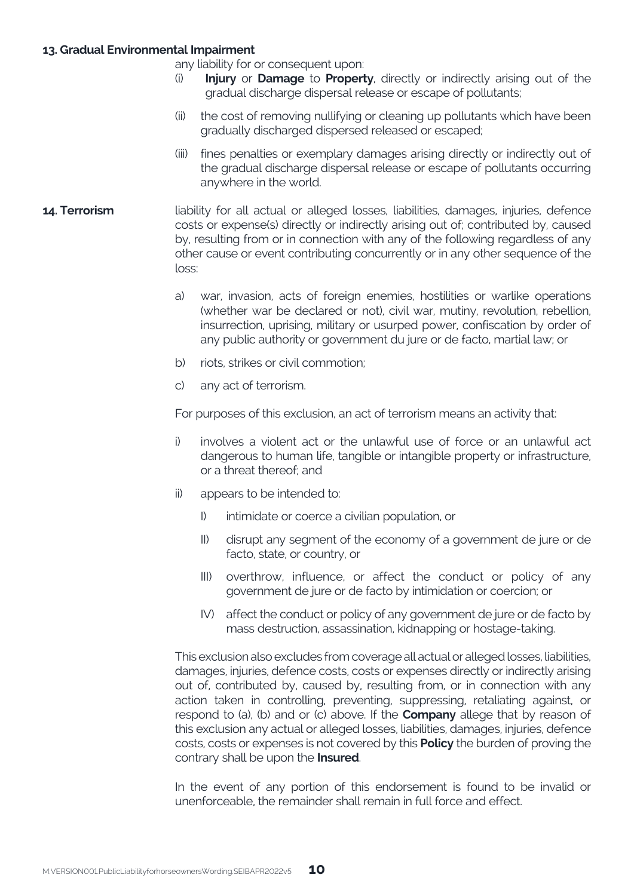**13. Gradual Environmental Impairment**

any liability for or consequent upon:

(i) **Injury** or **Damage** to **Property**, directly or indirectly arising out of the gradual discharge dispersal release or escape of pollutants;

(ii) the cost of removing nullifying or cleaning up pollutants which have been gradually discharged dispersed released or escaped;

(iii) fines penalties or exemplary damages arising directly or indirectly out of the gradual discharge dispersal release or escape of pollutants occurring anywhere in the world.

**14. Terrorism**

liability for all actual or alleged losses, liabilities, damages, injuries, defence costs or expense(s) directly or indirectly arising out of; contributed by, caused by, resulting from or in connection with any of the following regardless of any other cause or event contributing concurrently or in any other sequence of the loss:

a) war, invasion, acts of foreign enemies, hostilities or warlike operations (whether war be declared or not), civil war, mutiny, revolution, rebellion, insurrection, uprising, military or usurped power, confiscation by order of any public authority or government du jure or de facto, martial law; or

b) riots, strikes or civil commotion;

c) any act of terrorism.

For purposes of this exclusion, an act of terrorism means an activity that:

i) involves a violent act or the unlawful use of force or an unlawful act dangerous to human life, tangible or intangible property or infrastructure, or a threat thereof; and

ii) appears to be intended to:

I) intimidate or coerce a civilian population, or

II) disrupt any segment of the economy of a government de jure or de facto, state, or country, or

III) overthrow, influence, or affect the conduct or policy of any government de jure or de facto by intimidation or coercion; or

IV) affect the conduct or policy of any government de jure or de facto by mass destruction, assassination, kidnapping or hostage-taking.

This exclusion also excludes from coverage all actual or alleged losses, liabilities, damages, injuries, defence costs, costs or expenses directly or indirectly arising out of, contributed by, caused by, resulting from, or in connection with any action taken in controlling, preventing, suppressing, retaliating against, or respond to (a), (b) and or (c) above. If the **Company** allege that by reason of this exclusion any actual or alleged losses, liabilities, damages, injuries, defence costs, costs or expenses is not covered by this **Policy** the burden of proving the contrary shall be upon the **Insured**.

In the event of any portion of this endorsement is found to be invalid or unenforceable, the remainder shall remain in full force and effect.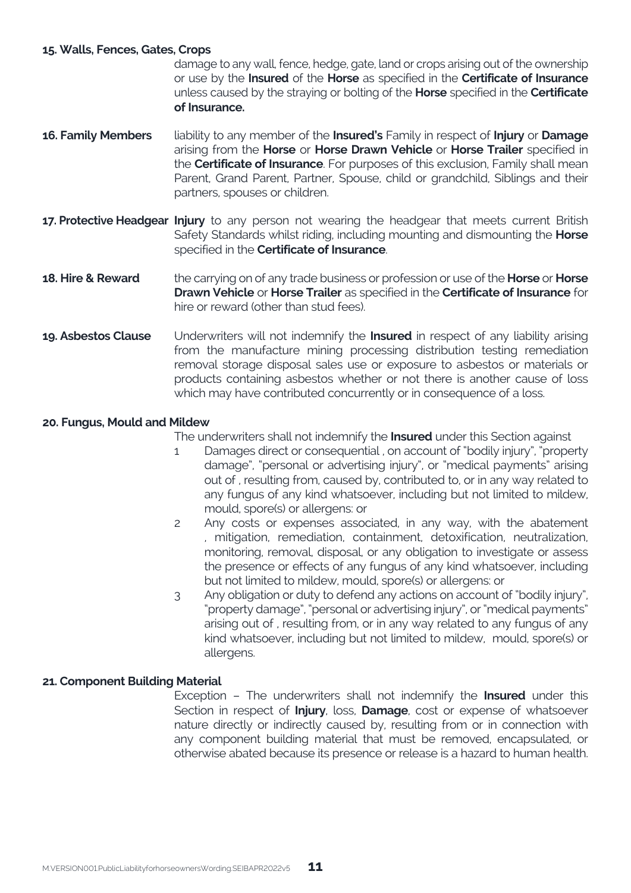**15. Walls, Fences, Gates, Crops**

damage to any wall, fence, hedge, gate, land or crops arising out of the ownership or use by the **Insured** of the **Horse** as specified in the **Certificate of Insurance** unless caused by the straying or bolting of the **Horse** specified in the **Certificate of Insurance.**

**16. Family Members** liability to any member of the **Insured's** Family in respect of **Injury** or **Damage** arising from the **Horse** or **Horse Drawn Vehicle** or **Horse Trailer** specified in the **Certificate of Insurance**. For purposes of this exclusion, Family shall mean Parent, Grand Parent, Partner, Spouse, child or grandchild, Siblings and their partners, spouses or children.

**17. Protective Headgear** **Injury** to any person not wearing the headgear that meets current British Safety Standards whilst riding, including mounting and dismounting the **Horse** specified in the **Certificate of Insurance**.

**18. Hire & Reward** the carrying on of any trade business or profession or use of the **Horse** or **Horse Drawn Vehicle** or **Horse Trailer** as specified in the **Certificate of Insurance** for hire or reward (other than stud fees).

**19. Asbestos Clause** Underwriters will not indemnify the **Insured** in respect of any liability arising from the manufacture mining processing distribution testing remediation removal storage disposal sales use or exposure to asbestos or materials or products containing asbestos whether or not there is another cause of loss which may have contributed concurrently or in consequence of a loss.

**20. Fungus, Mould and Mildew**

The underwriters shall not indemnify the **Insured** under this Section against

1. Damages direct or consequential , on account of "bodily injury", "property damage", "personal or advertising injury", or "medical payments" arising out of , resulting from, caused by, contributed to, or in any way related to any fungus of any kind whatsoever, including but not limited to mildew, mould, spore(s) or allergens: or
2. Any costs or expenses associated, in any way, with the abatement , mitigation, remediation, containment, detoxification, neutralization, monitoring, removal, disposal, or any obligation to investigate or assess the presence or effects of any fungus of any kind whatsoever, including but not limited to mildew, mould, spore(s) or allergens: or
3. Any obligation or duty to defend any actions on account of "bodily injury", "property damage", "personal or advertising injury", or "medical payments" arising out of , resulting from, or in any way related to any fungus of any kind whatsoever, including but not limited to mildew, mould, spore(s) or allergens.

**21. Component Building Material**

Exception – The underwriters shall not indemnify the **Insured** under this Section in respect of **Injury**, loss, **Damage**, cost or expense of whatsoever nature directly or indirectly caused by, resulting from or in connection with any component building material that must be removed, encapsulated, or otherwise abated because its presence or release is a hazard to human health.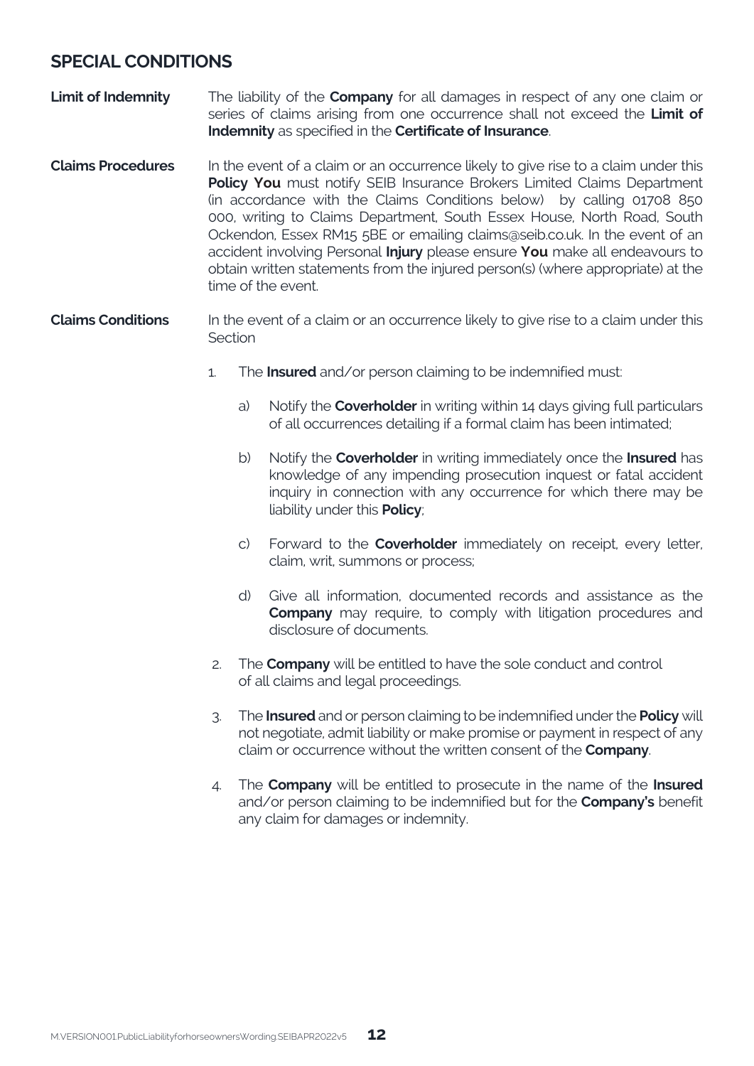## SPECIAL CONDITIONS

**Limit of Indemnity**

The liability of the **Company** for all damages in respect of any one claim or series of claims arising from one occurrence shall not exceed the **Limit of Indemnity** as specified in the **Certificate of Insurance**.

**Claims Procedures**

In the event of a claim or an occurrence likely to give rise to a claim under this **Policy You** must notify SEIB Insurance Brokers Limited Claims Department (in accordance with the Claims Conditions below) by calling 01708 850 000, writing to Claims Department, South Essex House, North Road, South Ockendon, Essex RM15 5BE or emailing claims@seib.co.uk. In the event of an accident involving Personal **Injury** please ensure **You** make all endeavours to obtain written statements from the injured person(s) (where appropriate) at the time of the event.

**Claims Conditions**

In the event of a claim or an occurrence likely to give rise to a claim under this Section

1. The **Insured** and/or person claiming to be indemnified must:
   a) Notify the **Coverholder** in writing within 14 days giving full particulars of all occurrences detailing if a formal claim has been intimated;
   b) Notify the **Coverholder** in writing immediately once the **Insured** has knowledge of any impending prosecution inquest or fatal accident inquiry in connection with any occurrence for which there may be liability under this **Policy**;
   c) Forward to the **Coverholder** immediately on receipt, every letter, claim, writ, summons or process;
   d) Give all information, documented records and assistance as the **Company** may require, to comply with litigation procedures and disclosure of documents.
2. The **Company** will be entitled to have the sole conduct and control of all claims and legal proceedings.
3. The **Insured** and or person claiming to be indemnified under the **Policy** will not negotiate, admit liability or make promise or payment in respect of any claim or occurrence without the written consent of the **Company**.
4. The **Company** will be entitled to prosecute in the name of the **Insured** and/or person claiming to be indemnified but for the **Company's** benefit any claim for damages or indemnity.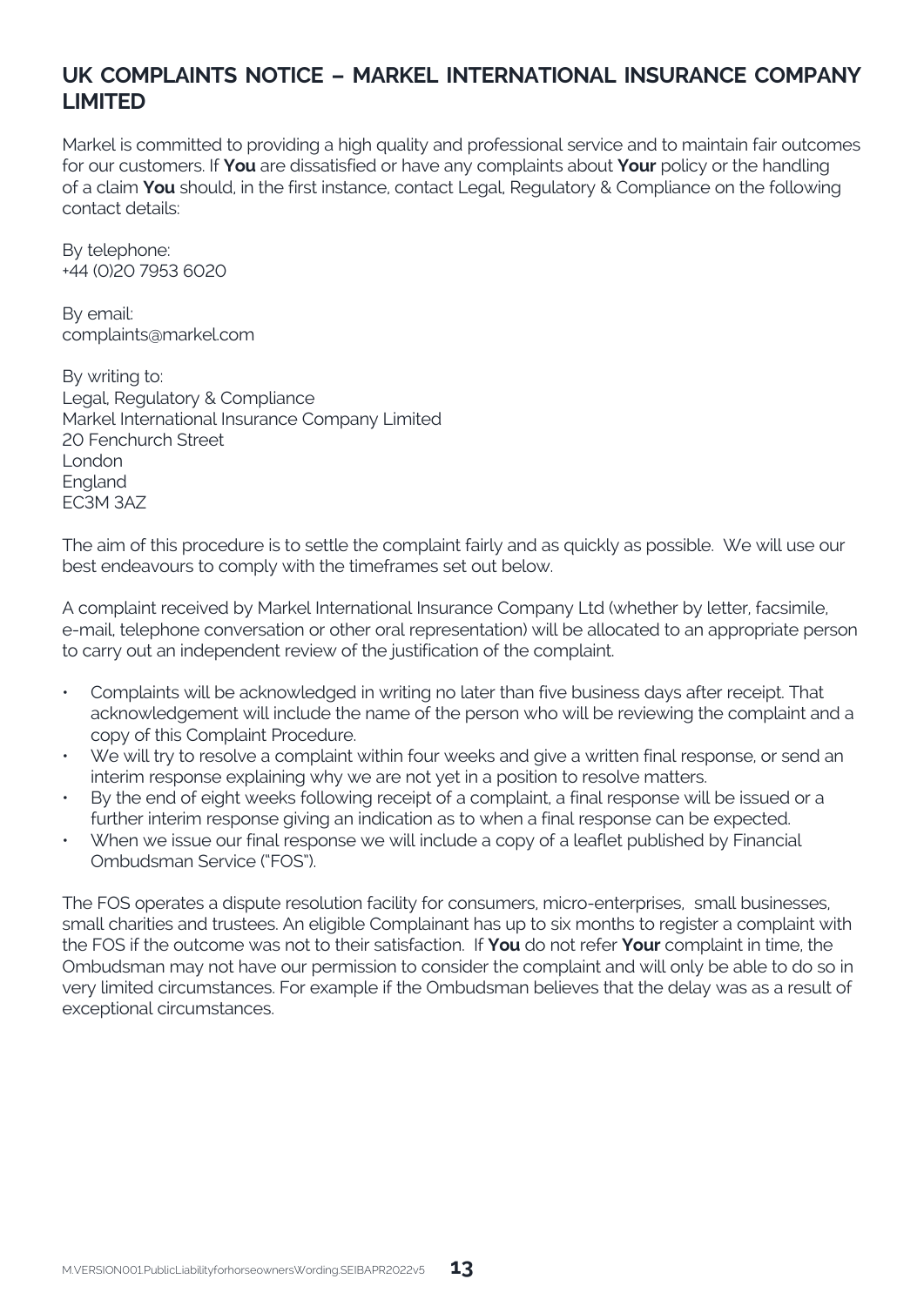## UK COMPLAINTS NOTICE – MARKEL INTERNATIONAL INSURANCE COMPANY LIMITED

Markel is committed to providing a high quality and professional service and to maintain fair outcomes for our customers. If **You** are dissatisfied or have any complaints about **Your** policy or the handling of a claim **You** should, in the first instance, contact Legal, Regulatory & Compliance on the following contact details:

By telephone:
+44 (0)20 7953 6020

By email:
complaints@markel.com

By writing to:
Legal, Regulatory & Compliance
Markel International Insurance Company Limited
20 Fenchurch Street
London
England
EC3M 3AZ

The aim of this procedure is to settle the complaint fairly and as quickly as possible. We will use our best endeavours to comply with the timeframes set out below.

A complaint received by Markel International Insurance Company Ltd (whether by letter, facsimile, e-mail, telephone conversation or other oral representation) will be allocated to an appropriate person to carry out an independent review of the justification of the complaint.

- Complaints will be acknowledged in writing no later than five business days after receipt. That acknowledgement will include the name of the person who will be reviewing the complaint and a copy of this Complaint Procedure.
- We will try to resolve a complaint within four weeks and give a written final response, or send an interim response explaining why we are not yet in a position to resolve matters.
- By the end of eight weeks following receipt of a complaint, a final response will be issued or a further interim response giving an indication as to when a final response can be expected.
- When we issue our final response we will include a copy of a leaflet published by Financial Ombudsman Service ("FOS").

The FOS operates a dispute resolution facility for consumers, micro-enterprises, small businesses, small charities and trustees. An eligible Complainant has up to six months to register a complaint with the FOS if the outcome was not to their satisfaction. If **You** do not refer **Your** complaint in time, the Ombudsman may not have our permission to consider the complaint and will only be able to do so in very limited circumstances. For example if the Ombudsman believes that the delay was as a result of exceptional circumstances.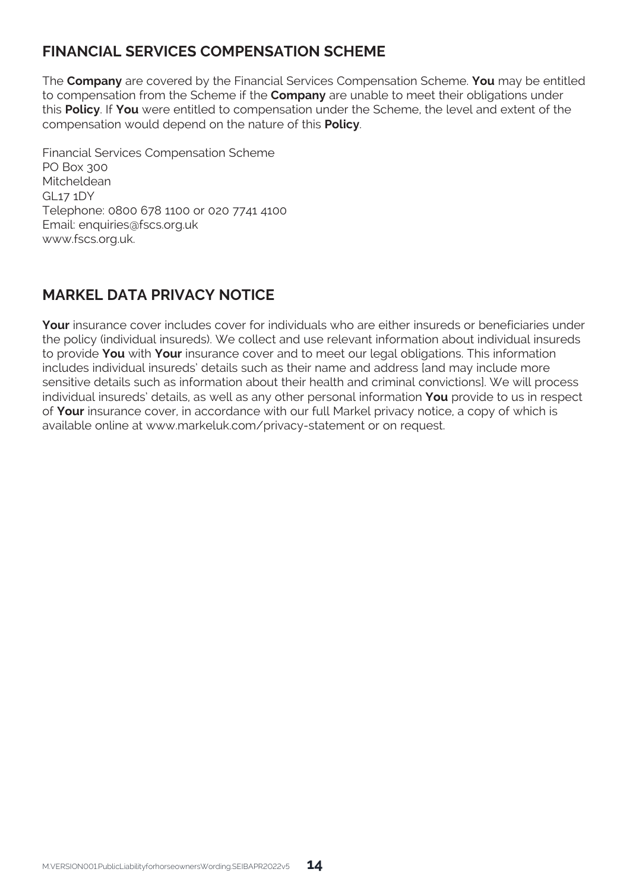## FINANCIAL SERVICES COMPENSATION SCHEME

The **Company** are covered by the Financial Services Compensation Scheme. **You** may be entitled to compensation from the Scheme if the **Company** are unable to meet their obligations under this **Policy**. If **You** were entitled to compensation under the Scheme, the level and extent of the compensation would depend on the nature of this **Policy**.

Financial Services Compensation Scheme
PO Box 300
Mitcheldean
GL17 1DY
Telephone: 0800 678 1100 or 020 7741 4100
Email: enquiries@fscs.org.uk
www.fscs.org.uk.

## MARKEL DATA PRIVACY NOTICE

**Your** insurance cover includes cover for individuals who are either insureds or beneficiaries under the policy (individual insureds). We collect and use relevant information about individual insureds to provide **You** with **Your** insurance cover and to meet our legal obligations. This information includes individual insureds' details such as their name and address [and may include more sensitive details such as information about their health and criminal convictions]. We will process individual insureds' details, as well as any other personal information **You** provide to us in respect of **Your** insurance cover, in accordance with our full Markel privacy notice, a copy of which is available online at www.markeluk.com/privacy-statement or on request.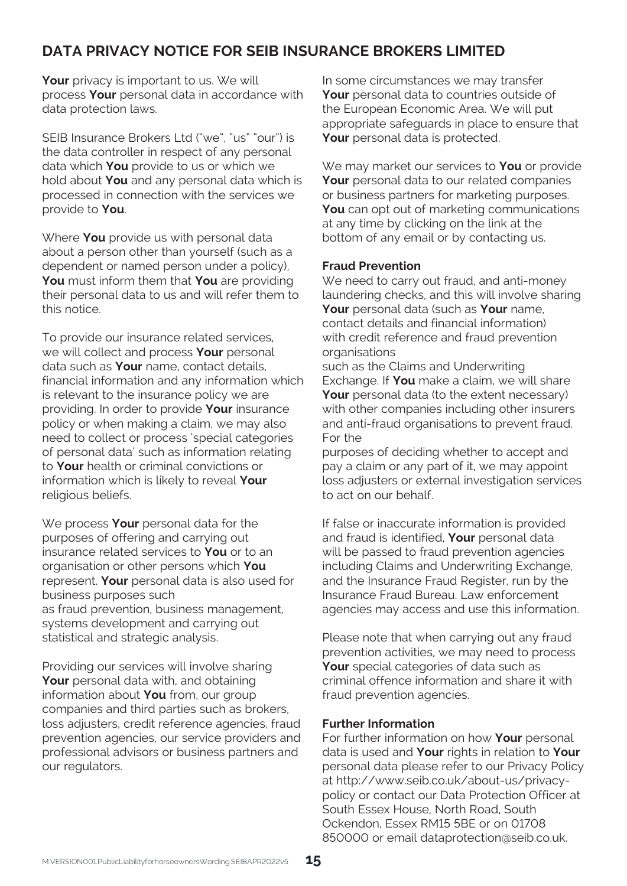## DATA PRIVACY NOTICE FOR SEIB INSURANCE BROKERS LIMITED

**Your** privacy is important to us. We will process **Your** personal data in accordance with data protection laws.

SEIB Insurance Brokers Ltd ("we", "us" "our") is the data controller in respect of any personal data which **You** provide to us or which we hold about **You** and any personal data which is processed in connection with the services we provide to **You**.

Where **You** provide us with personal data about a person other than yourself (such as a dependent or named person under a policy), **You** must inform them that **You** are providing their personal data to us and will refer them to this notice.

To provide our insurance related services, we will collect and process **Your** personal data such as **Your** name, contact details, financial information and any information which is relevant to the insurance policy we are providing. In order to provide **Your** insurance policy or when making a claim, we may also need to collect or process 'special categories of personal data' such as information relating to **Your** health or criminal convictions or information which is likely to reveal **Your** religious beliefs.

We process **Your** personal data for the purposes of offering and carrying out insurance related services to **You** or to an organisation or other persons which **You** represent. **Your** personal data is also used for business purposes such as fraud prevention, business management, systems development and carrying out statistical and strategic analysis.

Providing our services will involve sharing **Your** personal data with, and obtaining information about **You** from, our group companies and third parties such as brokers, loss adjusters, credit reference agencies, fraud prevention agencies, our service providers and professional advisors or business partners and our regulators.

In some circumstances we may transfer **Your** personal data to countries outside of the European Economic Area. We will put appropriate safeguards in place to ensure that **Your** personal data is protected.

We may market our services to **You** or provide **Your** personal data to our related companies or business partners for marketing purposes. **You** can opt out of marketing communications at any time by clicking on the link at the bottom of any email or by contacting us.

**Fraud Prevention**

We need to carry out fraud, and anti-money laundering checks, and this will involve sharing **Your** personal data (such as **Your** name, contact details and financial information) with credit reference and fraud prevention organisations such as the Claims and Underwriting Exchange. If **You** make a claim, we will share **Your** personal data (to the extent necessary) with other companies including other insurers and anti-fraud organisations to prevent fraud. For the purposes of deciding whether to accept and pay a claim or any part of it, we may appoint loss adjusters or external investigation services to act on our behalf.

If false or inaccurate information is provided and fraud is identified, **Your** personal data will be passed to fraud prevention agencies including Claims and Underwriting Exchange, and the Insurance Fraud Register, run by the Insurance Fraud Bureau. Law enforcement agencies may access and use this information.

Please note that when carrying out any fraud prevention activities, we may need to process **Your** special categories of data such as criminal offence information and share it with fraud prevention agencies.

**Further Information**

For further information on how **Your** personal data is used and **Your** rights in relation to **Your** personal data please refer to our Privacy Policy at http://www.seib.co.uk/about-us/privacy-policy or contact our Data Protection Officer at South Essex House, North Road, South Ockendon, Essex RM15 5BE or on 01708 850000 or email dataprotection@seib.co.uk.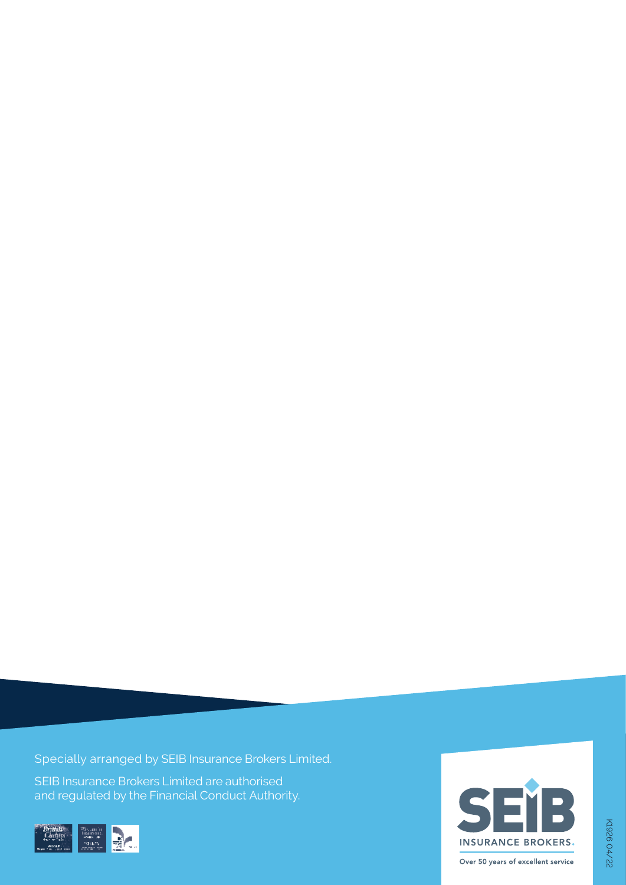Specially arranged by SEIB Insurance Brokers Limited.

SEIB Insurance Brokers Limited are authorised and regulated by the Financial Conduct Authority.

SEIB INSURANCE BROKERS.

Over 50 years of excellent service

K1926 04/22